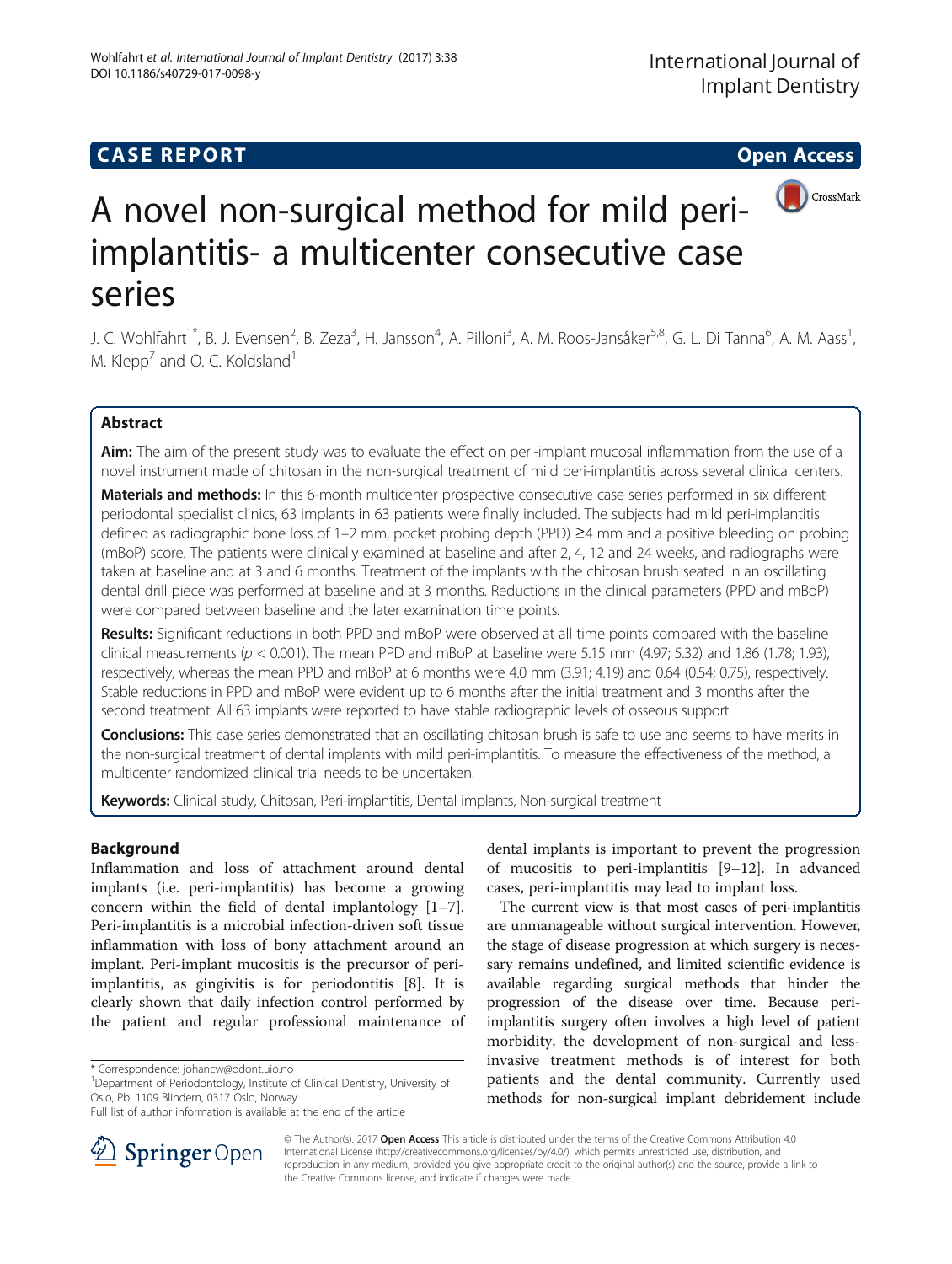**CASE REPORT** **Open Access**

# A novel non-surgical method for mild peri-implantitis- a multicenter consecutive case series

J. C. Wohlfahrt[1*], B. J. Evensen[2], B. Zeza[3], H. Jansson[4], A. Pilloni[3], A. M. Roos-Jansåker[5,8], G. L. Di Tanna[6], A. M. Aass[1], M. Klepp[7] and O. C. Koldsland[1]

## Abstract

**Aim:** The aim of the present study was to evaluate the effect on peri-implant mucosal inflammation from the use of a novel instrument made of chitosan in the non-surgical treatment of mild peri-implantitis across several clinical centers.

**Materials and methods:** In this 6-month multicenter prospective consecutive case series performed in six different periodontal specialist clinics, 63 implants in 63 patients were finally included. The subjects had mild peri-implantitis defined as radiographic bone loss of 1–2 mm, pocket probing depth (PPD) ≥4 mm and a positive bleeding on probing (mBoP) score. The patients were clinically examined at baseline and after 2, 4, 12 and 24 weeks, and radiographs were taken at baseline and at 3 and 6 months. Treatment of the implants with the chitosan brush seated in an oscillating dental drill piece was performed at baseline and at 3 months. Reductions in the clinical parameters (PPD and mBoP) were compared between baseline and the later examination time points.

**Results:** Significant reductions in both PPD and mBoP were observed at all time points compared with the baseline clinical measurements ($p < 0.001$). The mean PPD and mBoP at baseline were 5.15 mm (4.97; 5.32) and 1.86 (1.78; 1.93), respectively, whereas the mean PPD and mBoP at 6 months were 4.0 mm (3.91; 4.19) and 0.64 (0.54; 0.75), respectively. Stable reductions in PPD and mBoP were evident up to 6 months after the initial treatment and 3 months after the second treatment. All 63 implants were reported to have stable radiographic levels of osseous support.

**Conclusions:** This case series demonstrated that an oscillating chitosan brush is safe to use and seems to have merits in the non-surgical treatment of dental implants with mild peri-implantitis. To measure the effectiveness of the method, a multicenter randomized clinical trial needs to be undertaken.

**Keywords:** Clinical study, Chitosan, Peri-implantitis, Dental implants, Non-surgical treatment

## Background

Inflammation and loss of attachment around dental implants (i.e. peri-implantitis) has become a growing concern within the field of dental implantology [1–7]. Peri-implantitis is a microbial infection-driven soft tissue inflammation with loss of bony attachment around an implant. Peri-implant mucositis is the precursor of peri-implantitis, as gingivitis is for periodontitis [8]. It is clearly shown that daily infection control performed by the patient and regular professional maintenance of dental implants is important to prevent the progression of mucositis to peri-implantitis [9–12]. In advanced cases, peri-implantitis may lead to implant loss.

The current view is that most cases of peri-implantitis are unmanageable without surgical intervention. However, the stage of disease progression at which surgery is necessary remains undefined, and limited scientific evidence is available regarding surgical methods that hinder the progression of the disease over time. Because peri-implantitis surgery often involves a high level of patient morbidity, the development of non-surgical and less-invasive treatment methods is of interest for both patients and the dental community. Currently used methods for non-surgical implant debridement include

\* Correspondence: johancw@odont.uio.no
[1]Department of Periodontology, Institute of Clinical Dentistry, University of Oslo, Pb. 1109 Blindern, 0317 Oslo, Norway
Full list of author information is available at the end of the article

© The Author(s). 2017 **Open Access** This article is distributed under the terms of the Creative Commons Attribution 4.0 International License (http://creativecommons.org/licenses/by/4.0/), which permits unrestricted use, distribution, and reproduction in any medium, provided you give appropriate credit to the original author(s) and the source, provide a link to the Creative Commons license, and indicate if changes were made.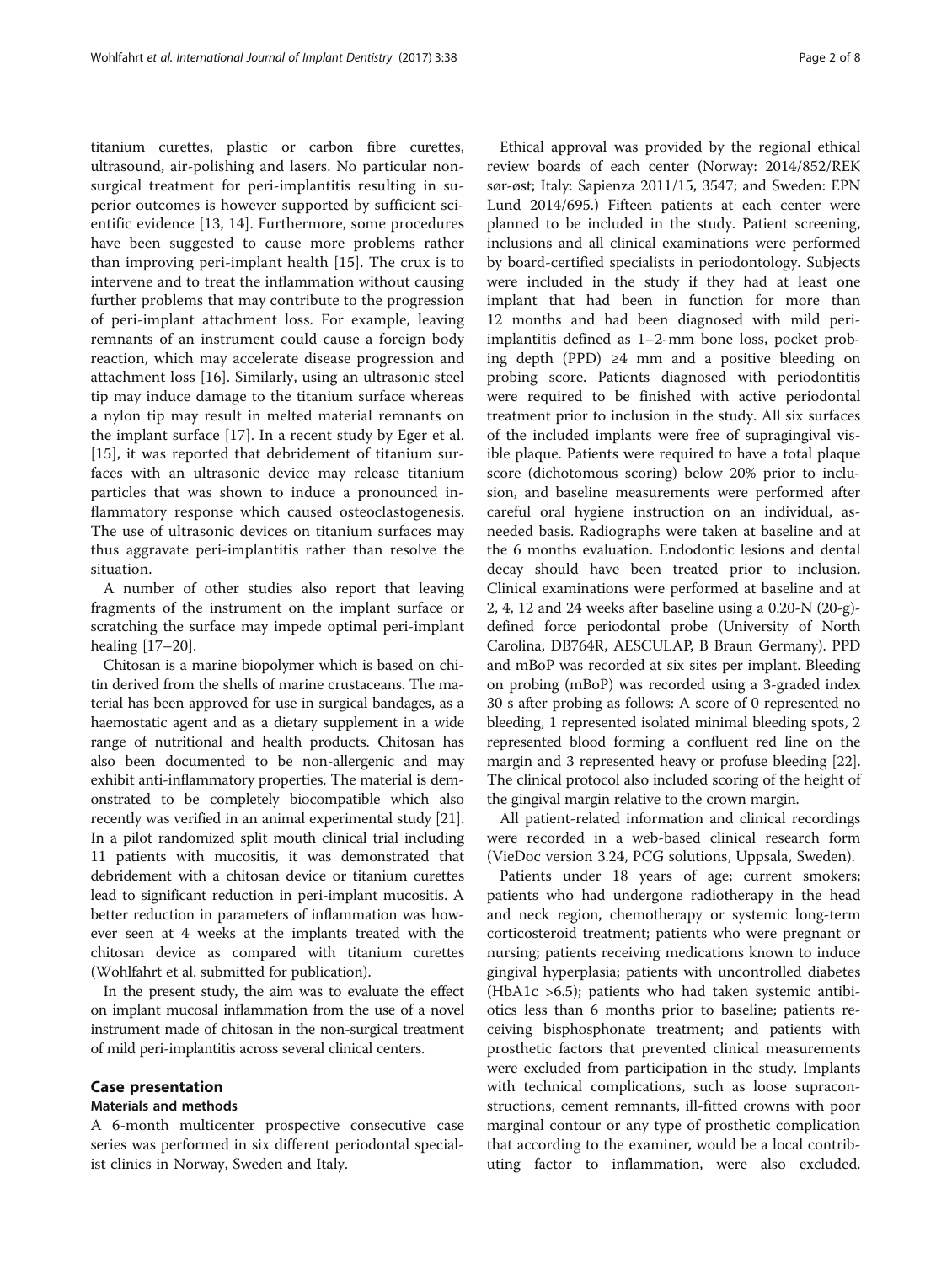titanium curettes, plastic or carbon fibre curettes, ultrasound, air-polishing and lasers. No particular non-surgical treatment for peri-implantitis resulting in superior outcomes is however supported by sufficient scientific evidence [13, 14]. Furthermore, some procedures have been suggested to cause more problems rather than improving peri-implant health [15]. The crux is to intervene and to treat the inflammation without causing further problems that may contribute to the progression of peri-implant attachment loss. For example, leaving remnants of an instrument could cause a foreign body reaction, which may accelerate disease progression and attachment loss [16]. Similarly, using an ultrasonic steel tip may induce damage to the titanium surface whereas a nylon tip may result in melted material remnants on the implant surface [17]. In a recent study by Eger et al. [15], it was reported that debridement of titanium surfaces with an ultrasonic device may release titanium particles that was shown to induce a pronounced inflammatory response which caused osteoclastogenesis. The use of ultrasonic devices on titanium surfaces may thus aggravate peri-implantitis rather than resolve the situation.

A number of other studies also report that leaving fragments of the instrument on the implant surface or scratching the surface may impede optimal peri-implant healing [17–20].

Chitosan is a marine biopolymer which is based on chitin derived from the shells of marine crustaceans. The material has been approved for use in surgical bandages, as a haemostatic agent and as a dietary supplement in a wide range of nutritional and health products. Chitosan has also been documented to be non-allergenic and may exhibit anti-inflammatory properties. The material is demonstrated to be completely biocompatible which also recently was verified in an animal experimental study [21]. In a pilot randomized split mouth clinical trial including 11 patients with mucositis, it was demonstrated that debridement with a chitosan device or titanium curettes lead to significant reduction in peri-implant mucositis. A better reduction in parameters of inflammation was however seen at 4 weeks at the implants treated with the chitosan device as compared with titanium curettes (Wohlfahrt et al. submitted for publication).

In the present study, the aim was to evaluate the effect on implant mucosal inflammation from the use of a novel instrument made of chitosan in the non-surgical treatment of mild peri-implantitis across several clinical centers.

## Case presentation

### Materials and methods

A 6-month multicenter prospective consecutive case series was performed in six different periodontal specialist clinics in Norway, Sweden and Italy.

Ethical approval was provided by the regional ethical review boards of each center (Norway: 2014/852/REK sør-øst; Italy: Sapienza 2011/15, 3547; and Sweden: EPN Lund 2014/695.) Fifteen patients at each center were planned to be included in the study. Patient screening, inclusions and all clinical examinations were performed by board-certified specialists in periodontology. Subjects were included in the study if they had at least one implant that had been in function for more than 12 months and had been diagnosed with mild peri-implantitis defined as 1–2-mm bone loss, pocket probing depth (PPD) ≥4 mm and a positive bleeding on probing score. Patients diagnosed with periodontitis were required to be finished with active periodontal treatment prior to inclusion in the study. All six surfaces of the included implants were free of supragingival visible plaque. Patients were required to have a total plaque score (dichotomous scoring) below 20% prior to inclusion, and baseline measurements were performed after careful oral hygiene instruction on an individual, as-needed basis. Radiographs were taken at baseline and at the 6 months evaluation. Endodontic lesions and dental decay should have been treated prior to inclusion. Clinical examinations were performed at baseline and at 2, 4, 12 and 24 weeks after baseline using a 0.20-N (20-g)-defined force periodontal probe (University of North Carolina, DB764R, AESCULAP, B Braun Germany). PPD and mBoP was recorded at six sites per implant. Bleeding on probing (mBoP) was recorded using a 3-graded index 30 s after probing as follows: A score of 0 represented no bleeding, 1 represented isolated minimal bleeding spots, 2 represented blood forming a confluent red line on the margin and 3 represented heavy or profuse bleeding [22]. The clinical protocol also included scoring of the height of the gingival margin relative to the crown margin.

All patient-related information and clinical recordings were recorded in a web-based clinical research form (VieDoc version 3.24, PCG solutions, Uppsala, Sweden).

Patients under 18 years of age; current smokers; patients who had undergone radiotherapy in the head and neck region, chemotherapy or systemic long-term corticosteroid treatment; patients who were pregnant or nursing; patients receiving medications known to induce gingival hyperplasia; patients with uncontrolled diabetes (HbA1c >6.5); patients who had taken systemic antibiotics less than 6 months prior to baseline; patients receiving bisphosphonate treatment; and patients with prosthetic factors that prevented clinical measurements were excluded from participation in the study. Implants with technical complications, such as loose supraconstructions, cement remnants, ill-fitted crowns with poor marginal contour or any type of prosthetic complication that according to the examiner, would be a local contributing factor to inflammation, were also excluded.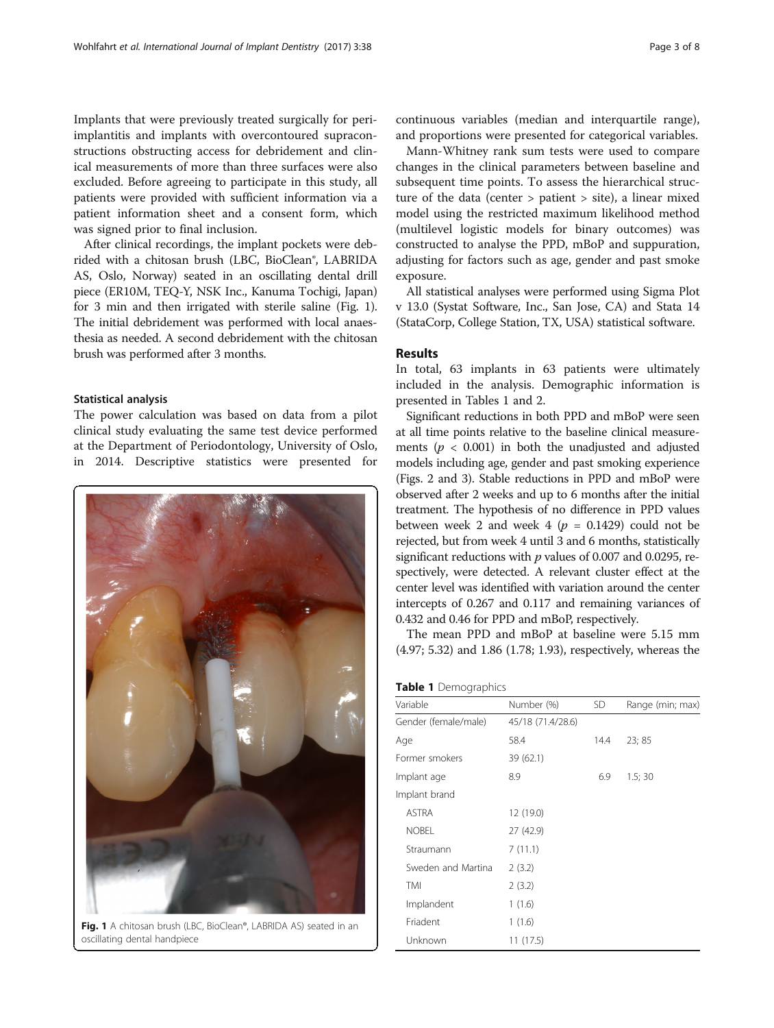Implants that were previously treated surgically for peri-implantitis and implants with overcontoured supraconstructions obstructing access for debridement and clinical measurements of more than three surfaces were also excluded. Before agreeing to participate in this study, all patients were provided with sufficient information via a patient information sheet and a consent form, which was signed prior to final inclusion.

After clinical recordings, the implant pockets were debrided with a chitosan brush (LBC, BioClean®, LABRIDA AS, Oslo, Norway) seated in an oscillating dental drill piece (ER10M, TEQ-Y, NSK Inc., Kanuma Tochigi, Japan) for 3 min and then irrigated with sterile saline (Fig. 1). The initial debridement was performed with local anaesthesia as needed. A second debridement with the chitosan brush was performed after 3 months.

### Statistical analysis

The power calculation was based on data from a pilot clinical study evaluating the same test device performed at the Department of Periodontology, University of Oslo, in 2014. Descriptive statistics were presented for continuous variables (median and interquartile range), and proportions were presented for categorical variables.

Mann-Whitney rank sum tests were used to compare changes in the clinical parameters between baseline and subsequent time points. To assess the hierarchical structure of the data (center > patient > site), a linear mixed model using the restricted maximum likelihood method (multilevel logistic models for binary outcomes) was constructed to analyse the PPD, mBoP and suppuration, adjusting for factors such as age, gender and past smoke exposure.

All statistical analyses were performed using Sigma Plot v 13.0 (Systat Software, Inc., San Jose, CA) and Stata 14 (StataCorp, College Station, TX, USA) statistical software.

Fig. 1 A chitosan brush (LBC, BioClean®, LABRIDA AS) seated in an oscillating dental handpiece

## Results

In total, 63 implants in 63 patients were ultimately included in the analysis. Demographic information is presented in Tables 1 and 2.

Significant reductions in both PPD and mBoP were seen at all time points relative to the baseline clinical measurements ($p < 0.001$) in both the unadjusted and adjusted models including age, gender and past smoking experience (Figs. 2 and 3). Stable reductions in PPD and mBoP were observed after 2 weeks and up to 6 months after the initial treatment. The hypothesis of no difference in PPD values between week 2 and week 4 ($p = 0.1429$) could not be rejected, but from week 4 until 3 and 6 months, statistically significant reductions with $p$ values of 0.007 and 0.0295, respectively, were detected. A relevant cluster effect at the center level was identified with variation around the center intercepts of 0.267 and 0.117 and remaining variances of 0.432 and 0.46 for PPD and mBoP, respectively.

The mean PPD and mBoP at baseline were 5.15 mm (4.97; 5.32) and 1.86 (1.78; 1.93), respectively, whereas the

**Table 1** Demographics

| Variable | Number (%) | SD | Range (min; max) |
|---|---|---|---|
| Gender (female/male) | 45/18 (71.4/28.6) | | |
| Age | 58.4 | 14.4 | 23; 85 |
| Former smokers | 39 (62.1) | | |
| Implant age | 8.9 | 6.9 | 1.5; 30 |
| Implant brand | | | |
| ASTRA | 12 (19.0) | | |
| NOBEL | 27 (42.9) | | |
| Straumann | 7 (11.1) | | |
| Sweden and Martina | 2 (3.2) | | |
| TMI | 2 (3.2) | | |
| Implandent | 1 (1.6) | | |
| Friadent | 1 (1.6) | | |
| Unknown | 11 (17.5) | | |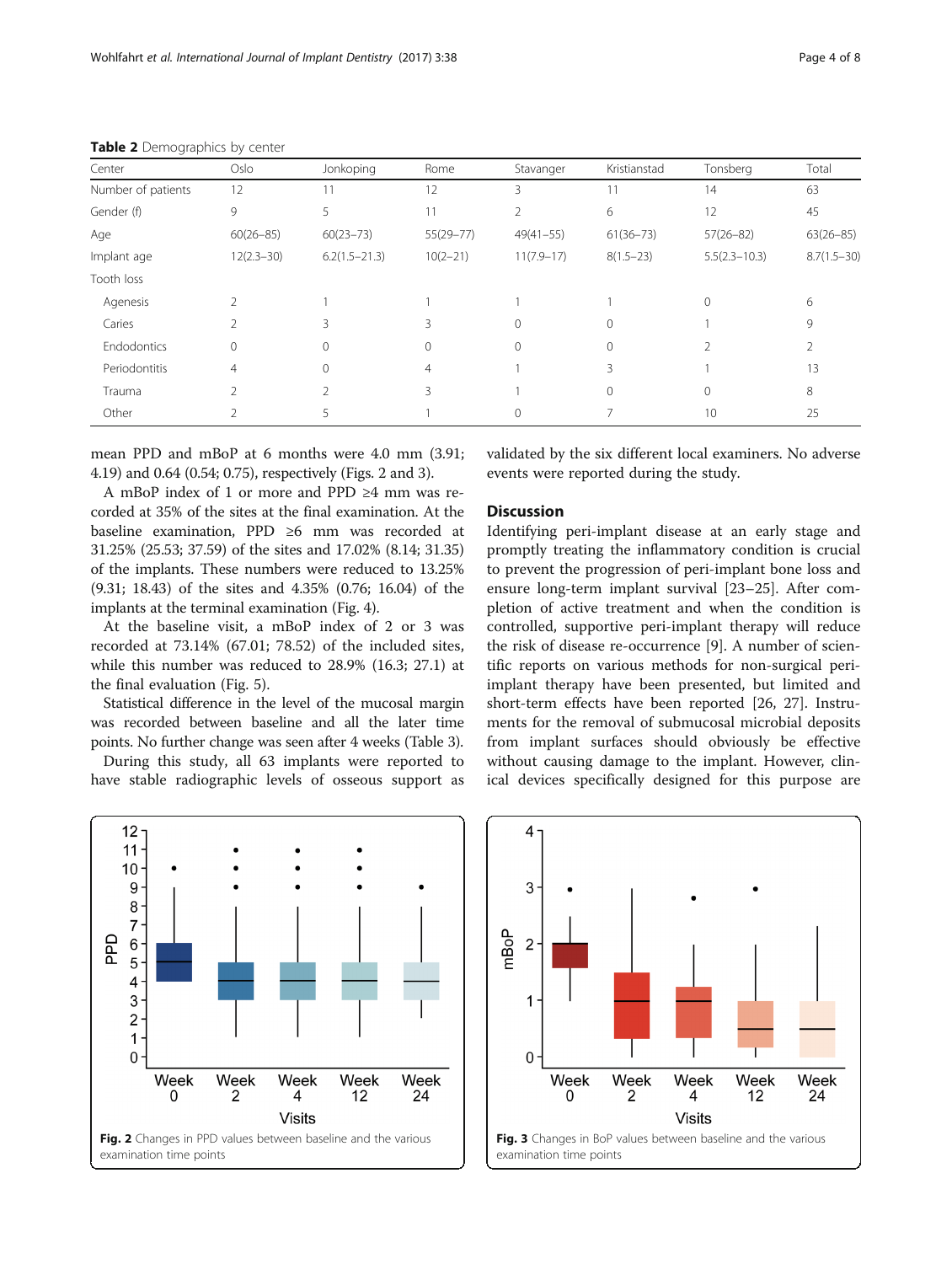**Table 2** Demographics by center

| Center | Oslo | Jonkoping | Rome | Stavanger | Kristianstad | Tonsberg | Total |
|---|---|---|---|---|---|---|---|
| Number of patients | 12 | 11 | 12 | 3 | 11 | 14 | 63 |
| Gender (f) | 9 | 5 | 11 | 2 | 6 | 12 | 45 |
| Age | 60(26–85) | 60(23–73) | 55(29–77) | 49(41–55) | 61(36–73) | 57(26–82) | 63(26–85) |
| Implant age | 12(2.3–30) | 6.2(1.5–21.3) | 10(2–21) | 11(7.9–17) | 8(1.5–23) | 5.5(2.3–10.3) | 8.7(1.5–30) |
| Tooth loss | | | | | | | |
| Agenesis | 2 | 1 | 1 | 1 | 1 | 0 | 6 |
| Caries | 2 | 3 | 3 | 0 | 0 | 1 | 9 |
| Endodontics | 0 | 0 | 0 | 0 | 0 | 2 | 2 |
| Periodontitis | 4 | 0 | 4 | 1 | 3 | 1 | 13 |
| Trauma | 2 | 2 | 3 | 1 | 0 | 0 | 8 |
| Other | 2 | 5 | 1 | 0 | 7 | 10 | 25 |

mean PPD and mBoP at 6 months were 4.0 mm (3.91; 4.19) and 0.64 (0.54; 0.75), respectively (Figs. 2 and 3).

A mBoP index of 1 or more and PPD ≥4 mm was recorded at 35% of the sites at the final examination. At the baseline examination, PPD ≥6 mm was recorded at 31.25% (25.53; 37.59) of the sites and 17.02% (8.14; 31.35) of the implants. These numbers were reduced to 13.25% (9.31; 18.43) of the sites and 4.35% (0.76; 16.04) of the implants at the terminal examination (Fig. 4).

At the baseline visit, a mBoP index of 2 or 3 was recorded at 73.14% (67.01; 78.52) of the included sites, while this number was reduced to 28.9% (16.3; 27.1) at the final evaluation (Fig. 5).

Statistical difference in the level of the mucosal margin was recorded between baseline and all the later time points. No further change was seen after 4 weeks (Table 3).

During this study, all 63 implants were reported to have stable radiographic levels of osseous support as validated by the six different local examiners. No adverse events were reported during the study.

## Discussion

Identifying peri-implant disease at an early stage and promptly treating the inflammatory condition is crucial to prevent the progression of peri-implant bone loss and ensure long-term implant survival [23–25]. After completion of active treatment and when the condition is controlled, supportive peri-implant therapy will reduce the risk of disease re-occurrence [9]. A number of scientific reports on various methods for non-surgical peri-implant therapy have been presented, but limited and short-term effects have been reported [26, 27]. Instruments for the removal of submucosal microbial deposits from implant surfaces should obviously be effective without causing damage to the implant. However, clinical devices specifically designed for this purpose are

**Fig. 2** Changes in PPD values between baseline and the various examination time points

**Fig. 3** Changes in BoP values between baseline and the various examination time points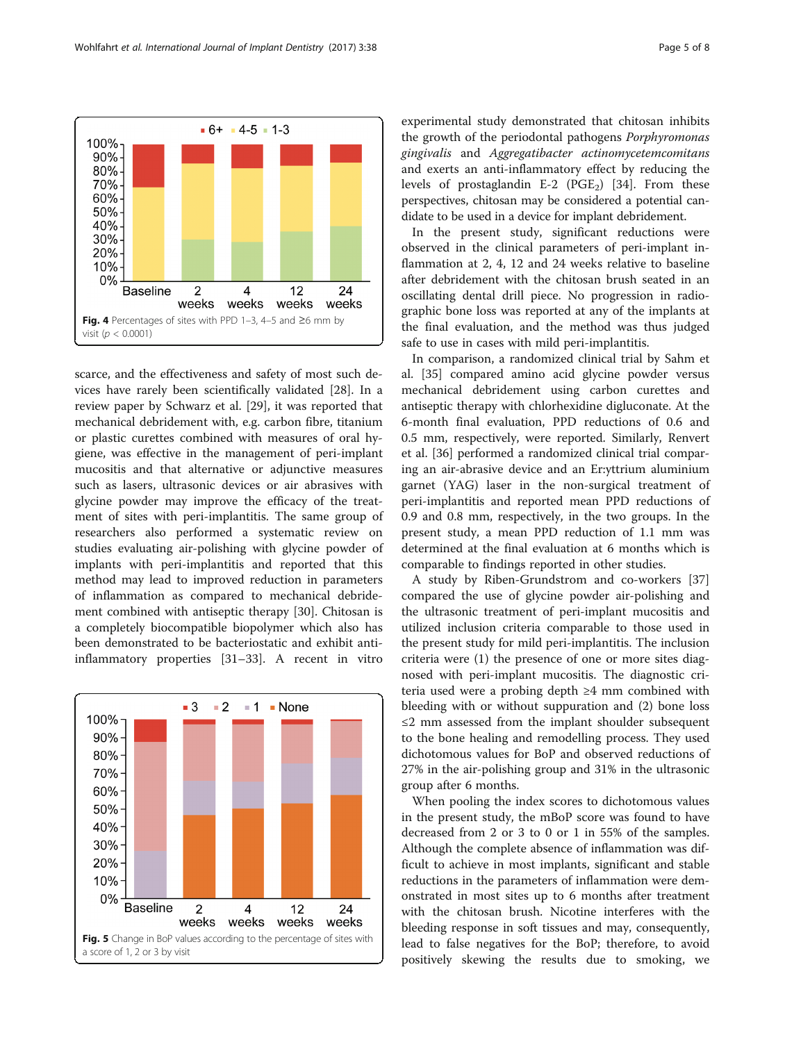Fig. 4 Percentages of sites with PPD 1–3, 4–5 and ≥6 mm by visit ($p < 0.0001$)

scarce, and the effectiveness and safety of most such devices have rarely been scientifically validated [28]. In a review paper by Schwarz et al. [29], it was reported that mechanical debridement with, e.g. carbon fibre, titanium or plastic curettes combined with measures of oral hygiene, was effective in the management of peri-implant mucositis and that alternative or adjunctive measures such as lasers, ultrasonic devices or air abrasives with glycine powder may improve the efficacy of the treatment of sites with peri-implantitis. The same group of researchers also performed a systematic review on studies evaluating air-polishing with glycine powder of implants with peri-implantitis and reported that this method may lead to improved reduction in parameters of inflammation as compared to mechanical debridement combined with antiseptic therapy [30]. Chitosan is a completely biocompatible biopolymer which also has been demonstrated to be bacteriostatic and exhibit anti-inflammatory properties [31–33]. A recent in vitro experimental study demonstrated that chitosan inhibits the growth of the periodontal pathogens *Porphyromonas gingivalis* and *Aggregatibacter actinomycetemcomitans* and exerts an anti-inflammatory effect by reducing the levels of prostaglandin E-2 ($PGE_2$) [34]. From these perspectives, chitosan may be considered a potential candidate to be used in a device for implant debridement.

Fig. 5 Change in BoP values according to the percentage of sites with a score of 1, 2 or 3 by visit

In the present study, significant reductions were observed in the clinical parameters of peri-implant inflammation at 2, 4, 12 and 24 weeks relative to baseline after debridement with the chitosan brush seated in an oscillating dental drill piece. No progression in radiographic bone loss was reported at any of the implants at the final evaluation, and the method was thus judged safe to use in cases with mild peri-implantitis.

In comparison, a randomized clinical trial by Sahm et al. [35] compared amino acid glycine powder versus mechanical debridement using carbon curettes and antiseptic therapy with chlorhexidine digluconate. At the 6-month final evaluation, PPD reductions of 0.6 and 0.5 mm, respectively, were reported. Similarly, Renvert et al. [36] performed a randomized clinical trial comparing an air-abrasive device and an Er:yttrium aluminium garnet (YAG) laser in the non-surgical treatment of peri-implantitis and reported mean PPD reductions of 0.9 and 0.8 mm, respectively, in the two groups. In the present study, a mean PPD reduction of 1.1 mm was determined at the final evaluation at 6 months which is comparable to findings reported in other studies.

A study by Riben-Grundstrom and co-workers [37] compared the use of glycine powder air-polishing and the ultrasonic treatment of peri-implant mucositis and utilized inclusion criteria comparable to those used in the present study for mild peri-implantitis. The inclusion criteria were (1) the presence of one or more sites diagnosed with peri-implant mucositis. The diagnostic criteria used were a probing depth ≥4 mm combined with bleeding with or without suppuration and (2) bone loss ≤2 mm assessed from the implant shoulder subsequent to the bone healing and remodelling process. They used dichotomous values for BoP and observed reductions of 27% in the air-polishing group and 31% in the ultrasonic group after 6 months.

When pooling the index scores to dichotomous values in the present study, the mBoP score was found to have decreased from 2 or 3 to 0 or 1 in 55% of the samples. Although the complete absence of inflammation was difficult to achieve in most implants, significant and stable reductions in the parameters of inflammation were demonstrated in most sites up to 6 months after treatment with the chitosan brush. Nicotine interferes with the bleeding response in soft tissues and may, consequently, lead to false negatives for the BoP; therefore, to avoid positively skewing the results due to smoking, we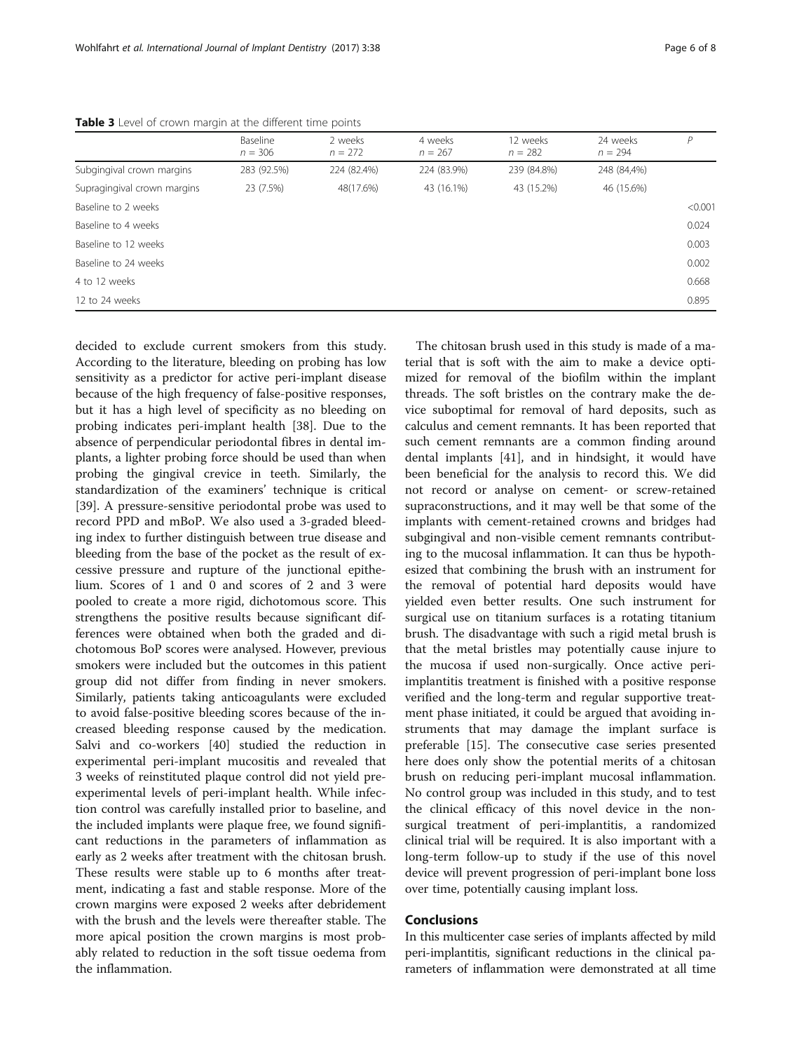**Table 3** Level of crown margin at the different time points

| | Baseline $n = 306$ | 2 weeks $n = 272$ | 4 weeks $n = 267$ | 12 weeks $n = 282$ | 24 weeks $n = 294$ | P |
|---|---|---|---|---|---|---|
| Subgingival crown margins | 283 (92.5%) | 224 (82.4%) | 224 (83.9%) | 239 (84.8%) | 248 (84,4%) | |
| Supragingival crown margins | 23 (7.5%) | 48(17.6%) | 43 (16.1%) | 43 (15.2%) | 46 (15.6%) | |
| Baseline to 2 weeks | | | | | | <0.001 |
| Baseline to 4 weeks | | | | | | 0.024 |
| Baseline to 12 weeks | | | | | | 0.003 |
| Baseline to 24 weeks | | | | | | 0.002 |
| 4 to 12 weeks | | | | | | 0.668 |
| 12 to 24 weeks | | | | | | 0.895 |

decided to exclude current smokers from this study. According to the literature, bleeding on probing has low sensitivity as a predictor for active peri-implant disease because of the high frequency of false-positive responses, but it has a high level of specificity as no bleeding on probing indicates peri-implant health [38]. Due to the absence of perpendicular periodontal fibres in dental implants, a lighter probing force should be used than when probing the gingival crevice in teeth. Similarly, the standardization of the examiners' technique is critical [39]. A pressure-sensitive periodontal probe was used to record PPD and mBoP. We also used a 3-graded bleeding index to further distinguish between true disease and bleeding from the base of the pocket as the result of excessive pressure and rupture of the junctional epithelium. Scores of 1 and 0 and scores of 2 and 3 were pooled to create a more rigid, dichotomous score. This strengthens the positive results because significant differences were obtained when both the graded and dichotomous BoP scores were analysed. However, previous smokers were included but the outcomes in this patient group did not differ from finding in never smokers. Similarly, patients taking anticoagulants were excluded to avoid false-positive bleeding scores because of the increased bleeding response caused by the medication. Salvi and co-workers [40] studied the reduction in experimental peri-implant mucositis and revealed that 3 weeks of reinstituted plaque control did not yield pre-experimental levels of peri-implant health. While infection control was carefully installed prior to baseline, and the included implants were plaque free, we found significant reductions in the parameters of inflammation as early as 2 weeks after treatment with the chitosan brush. These results were stable up to 6 months after treatment, indicating a fast and stable response. More of the crown margins were exposed 2 weeks after debridement with the brush and the levels were thereafter stable. The more apical position the crown margins is most probably related to reduction in the soft tissue oedema from the inflammation.

The chitosan brush used in this study is made of a material that is soft with the aim to make a device optimized for removal of the biofilm within the implant threads. The soft bristles on the contrary make the device suboptimal for removal of hard deposits, such as calculus and cement remnants. It has been reported that such cement remnants are a common finding around dental implants [41], and in hindsight, it would have been beneficial for the analysis to record this. We did not record or analyse on cement- or screw-retained supraconstructions, and it may well be that some of the implants with cement-retained crowns and bridges had subgingival and non-visible cement remnants contributing to the mucosal inflammation. It can thus be hypothesized that combining the brush with an instrument for the removal of potential hard deposits would have yielded even better results. One such instrument for surgical use on titanium surfaces is a rotating titanium brush. The disadvantage with such a rigid metal brush is that the metal bristles may potentially cause injure to the mucosa if used non-surgically. Once active peri-implantitis treatment is finished with a positive response verified and the long-term and regular supportive treatment phase initiated, it could be argued that avoiding instruments that may damage the implant surface is preferable [15]. The consecutive case series presented here does only show the potential merits of a chitosan brush on reducing peri-implant mucosal inflammation. No control group was included in this study, and to test the clinical efficacy of this novel device in the non-surgical treatment of peri-implantitis, a randomized clinical trial will be required. It is also important with a long-term follow-up to study if the use of this novel device will prevent progression of peri-implant bone loss over time, potentially causing implant loss.

## Conclusions

In this multicenter case series of implants affected by mild peri-implantitis, significant reductions in the clinical parameters of inflammation were demonstrated at all time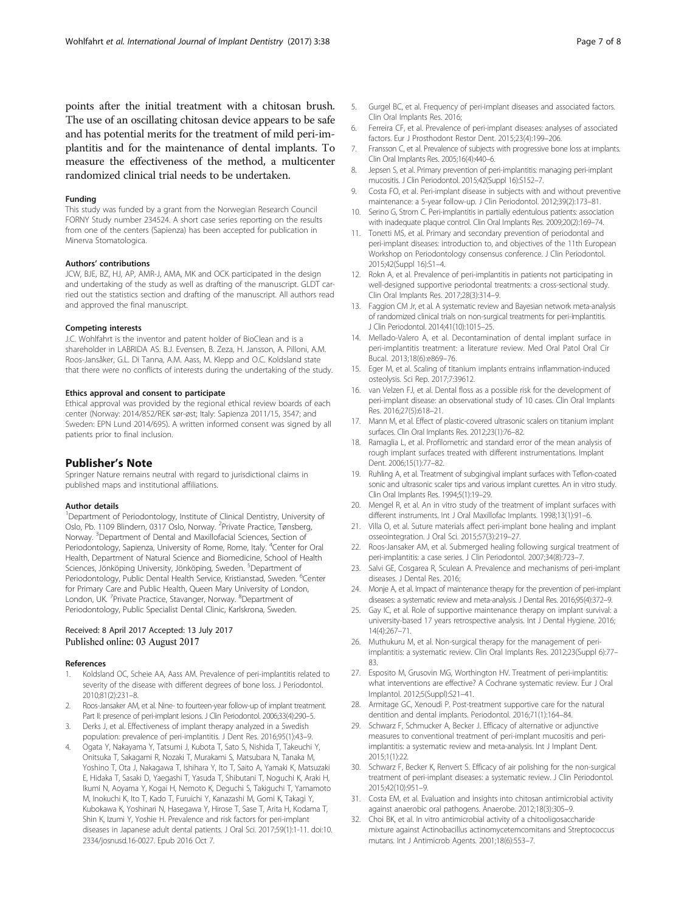points after the initial treatment with a chitosan brush. The use of an oscillating chitosan device appears to be safe and has potential merits for the treatment of mild peri-implantitis and for the maintenance of dental implants. To measure the effectiveness of the method, a multicenter randomized clinical trial needs to be undertaken.

#### Funding

This study was funded by a grant from the Norwegian Research Council FORNY Study number 234524. A short case series reporting on the results from one of the centers (Sapienza) has been accepted for publication in Minerva Stomatologica.

#### Authors' contributions

JCW, BJE, BZ, HJ, AP, AMR-J, AMA, MK and OCK participated in the design and undertaking of the study as well as drafting of the manuscript. GLDT carried out the statistics section and drafting of the manuscript. All authors read and approved the final manuscript.

#### Competing interests

J.C. Wohlfahrt is the inventor and patent holder of BioClean and is a shareholder in LABRIDA AS. B.J. Evensen, B. Zeza, H. Jansson, A. Pilloni, A.M. Roos-Jansåker, G.L. Di Tanna, A.M. Aass, M. Klepp and O.C. Koldsland state that there were no conflicts of interests during the undertaking of the study.

#### Ethics approval and consent to participate

Ethical approval was provided by the regional ethical review boards of each center (Norway: 2014/852/REK sør-øst; Italy: Sapienza 2011/15, 3547; and Sweden: EPN Lund 2014/695). A written informed consent was signed by all patients prior to final inclusion.

## Publisher's Note

Springer Nature remains neutral with regard to jurisdictional claims in published maps and institutional affiliations.

#### Author details

[1]Department of Periodontology, Institute of Clinical Dentistry, University of Oslo, Pb. 1109 Blindern, 0317 Oslo, Norway. [2]Private Practice, Tønsberg, Norway. [3]Department of Dental and Maxillofacial Sciences, Section of Periodontology, Sapienza, University of Rome, Rome, Italy. [4]Center for Oral Health, Department of Natural Science and Biomedicine, School of Health Sciences, Jönköping University, Jönköping, Sweden. [5]Department of Periodontology, Public Dental Health Service, Kristianstad, Sweden. [6]Center for Primary Care and Public Health, Queen Mary University of London, London, UK. [7]Private Practice, Stavanger, Norway. [8]Department of Periodontology, Public Specialist Dental Clinic, Karlskrona, Sweden.

Received: 8 April 2017 Accepted: 13 July 2017
Published online: 03 August 2017

#### References

1. Koldsland OC, Scheie AA, Aass AM. Prevalence of peri-implantitis related to severity of the disease with different degrees of bone loss. J Periodontol. 2010;81(2):231–8.
2. Roos-Jansaker AM, et al. Nine- to fourteen-year follow-up of implant treatment. Part II: presence of peri-implant lesions. J Clin Periodontol. 2006;33(4):290–5.
3. Derks J, et al. Effectiveness of implant therapy analyzed in a Swedish population: prevalence of peri-implantitis. J Dent Res. 2016;95(1):43–9.
4. Ogata Y, Nakayama Y, Tatsumi J, Kubota T, Sato S, Nishida T, Takeuchi Y, Onitsuka T, Sakagami R, Nozaki T, Murakami S, Matsubara N, Tanaka M, Yoshino T, Ota J, Nakagawa T, Ishihara Y, Ito T, Saito A, Yamaki K, Matsuzaki E, Hidaka T, Sasaki D, Yaegashi T, Yasuda T, Shibutani T, Noguchi K, Araki H, Ikumi N, Aoyama Y, Kogai H, Nemoto K, Deguchi S, Takiguchi T, Yamamoto M, Inokuchi K, Ito T, Kado T, Furuichi Y, Kanazashi M, Gomi K, Takagi Y, Kubokawa K, Yoshinari N, Hasegawa Y, Hirose T, Sase T, Arita H, Kodama T, Shin K, Izumi Y, Yoshie H. Prevalence and risk factors for peri-implant diseases in Japanese adult dental patients. J Oral Sci. 2017;59(1):1-11. doi:10.2334/josnusd.16-0027. Epub 2016 Oct 7.
5. Gurgel BC, et al. Frequency of peri-implant diseases and associated factors. Clin Oral Implants Res. 2016;
6. Ferreira CF, et al. Prevalence of peri-implant diseases: analyses of associated factors. Eur J Prosthodont Restor Dent. 2015;23(4):199–206.
7. Fransson C, et al. Prevalence of subjects with progressive bone loss at implants. Clin Oral Implants Res. 2005;16(4):440–6.
8. Jepsen S, et al. Primary prevention of peri-implantitis: managing peri-implant mucositis. J Clin Periodontol. 2015;42(Suppl 16):S152–7.
9. Costa FO, et al. Peri-implant disease in subjects with and without preventive maintenance: a 5-year follow-up. J Clin Periodontol. 2012;39(2):173–81.
10. Serino G, Strom C. Peri-implantitis in partially edentulous patients: association with inadequate plaque control. Clin Oral Implants Res. 2009;20(2):169–74.
11. Tonetti MS, et al. Primary and secondary prevention of periodontal and peri-implant diseases: introduction to, and objectives of the 11th European Workshop on Periodontology consensus conference. J Clin Periodontol. 2015;42(Suppl 16):S1–4.
12. Rokn A, et al. Prevalence of peri-implantitis in patients not participating in well-designed supportive periodontal treatments: a cross-sectional study. Clin Oral Implants Res. 2017;28(3):314–9.
13. Faggion CM Jr, et al. A systematic review and Bayesian network meta-analysis of randomized clinical trials on non-surgical treatments for peri-implantitis. J Clin Periodontol. 2014;41(10):1015–25.
14. Mellado-Valero A, et al. Decontamination of dental implant surface in peri-implantitis treatment: a literature review. Med Oral Patol Oral Cir Bucal. 2013;18(6):e869–76.
15. Eger M, et al. Scaling of titanium implants entrains inflammation-induced osteolysis. Sci Rep. 2017;7:39612.
16. van Velzen FJ, et al. Dental floss as a possible risk for the development of peri-implant disease: an observational study of 10 cases. Clin Oral Implants Res. 2016;27(5):618–21.
17. Mann M, et al. Effect of plastic-covered ultrasonic scalers on titanium implant surfaces. Clin Oral Implants Res. 2012;23(1):76–82.
18. Ramaglia L, et al. Profilometric and standard error of the mean analysis of rough implant surfaces treated with different instrumentations. Implant Dent. 2006;15(1):77–82.
19. Ruhling A, et al. Treatment of subgingival implant surfaces with Teflon-coated sonic and ultrasonic scaler tips and various implant curettes. An in vitro study. Clin Oral Implants Res. 1994;5(1):19–29.
20. Mengel R, et al. An in vitro study of the treatment of implant surfaces with different instruments. Int J Oral Maxillofac Implants. 1998;13(1):91–6.
21. Villa O, et al. Suture materials affect peri-implant bone healing and implant osseointegration. J Oral Sci. 2015;57(3):219–27.
22. Roos-Jansaker AM, et al. Submerged healing following surgical treatment of peri-implantitis: a case series. J Clin Periodontol. 2007;34(8):723–7.
23. Salvi GE, Cosgarea R, Sculean A. Prevalence and mechanisms of peri-implant diseases. J Dental Res. 2016;
24. Monje A, et al. Impact of maintenance therapy for the prevention of peri-implant diseases: a systematic review and meta-analysis. J Dental Res. 2016;95(4):372–9.
25. Gay IC, et al. Role of supportive maintenance therapy on implant survival: a university-based 17 years retrospective analysis. Int J Dental Hygiene. 2016; 14(4):267–71.
26. Muthukuru M, et al. Non-surgical therapy for the management of peri-implantitis: a systematic review. Clin Oral Implants Res. 2012;23(Suppl 6):77–83.
27. Esposito M, Grusovin MG, Worthington HV. Treatment of peri-implantitis: what interventions are effective? A Cochrane systematic review. Eur J Oral Implantol. 2012;5(Suppl):S21–41.
28. Armitage GC, Xenoudi P. Post-treatment supportive care for the natural dentition and dental implants. Periodontol. 2016;71(1):164–84.
29. Schwarz F, Schmucker A, Becker J. Efficacy of alternative or adjunctive measures to conventional treatment of peri-implant mucositis and peri-implantitis: a systematic review and meta-analysis. Int J Implant Dent. 2015;1(1):22.
30. Schwarz F, Becker K, Renvert S. Efficacy of air polishing for the non-surgical treatment of peri-implant diseases: a systematic review. J Clin Periodontol. 2015;42(10):951–9.
31. Costa EM, et al. Evaluation and insights into chitosan antimicrobial activity against anaerobic oral pathogens. Anaerobe. 2012;18(3):305–9.
32. Choi BK, et al. In vitro antimicrobial activity of a chitooligosaccharide mixture against Actinobacillus actinomycetemcomitans and Streptococcus mutans. Int J Antimicrob Agents. 2001;18(6):553–7.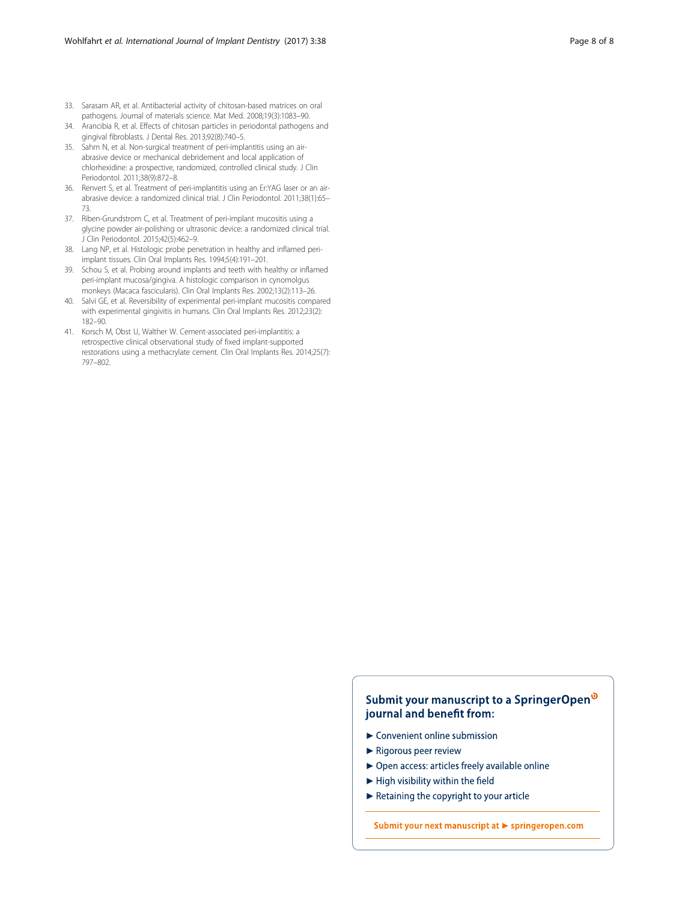33. Sarasam AR, et al. Antibacterial activity of chitosan-based matrices on oral pathogens. Journal of materials science. Mat Med. 2008;19(3):1083–90.
34. Arancibia R, et al. Effects of chitosan particles in periodontal pathogens and gingival fibroblasts. J Dental Res. 2013;92(8):740–5.
35. Sahm N, et al. Non-surgical treatment of peri-implantitis using an air-abrasive device or mechanical debridement and local application of chlorhexidine: a prospective, randomized, controlled clinical study. J Clin Periodontol. 2011;38(9):872–8.
36. Renvert S, et al. Treatment of peri-implantitis using an Er:YAG laser or an air-abrasive device: a randomized clinical trial. J Clin Periodontol. 2011;38(1):65–73.
37. Riben-Grundstrom C, et al. Treatment of peri-implant mucositis using a glycine powder air-polishing or ultrasonic device: a randomized clinical trial. J Clin Periodontol. 2015;42(5):462–9.
38. Lang NP, et al. Histologic probe penetration in healthy and inflamed peri-implant tissues. Clin Oral Implants Res. 1994;5(4):191–201.
39. Schou S, et al. Probing around implants and teeth with healthy or inflamed peri-implant mucosa/gingiva. A histologic comparison in cynomolgus monkeys (Macaca fascicularis). Clin Oral Implants Res. 2002;13(2):113–26.
40. Salvi GE, et al. Reversibility of experimental peri-implant mucositis compared with experimental gingivitis in humans. Clin Oral Implants Res. 2012;23(2):182–90.
41. Korsch M, Obst U, Walther W. Cement-associated peri-implantitis: a retrospective clinical observational study of fixed implant-supported restorations using a methacrylate cement. Clin Oral Implants Res. 2014;25(7):797–802.

**Submit your manuscript to a SpringerOpen journal and benefit from:**

- ► Convenient online submission
- ► Rigorous peer review
- ► Open access: articles freely available online
- ► High visibility within the field
- ► Retaining the copyright to your article

**Submit your next manuscript at ► springeropen.com**